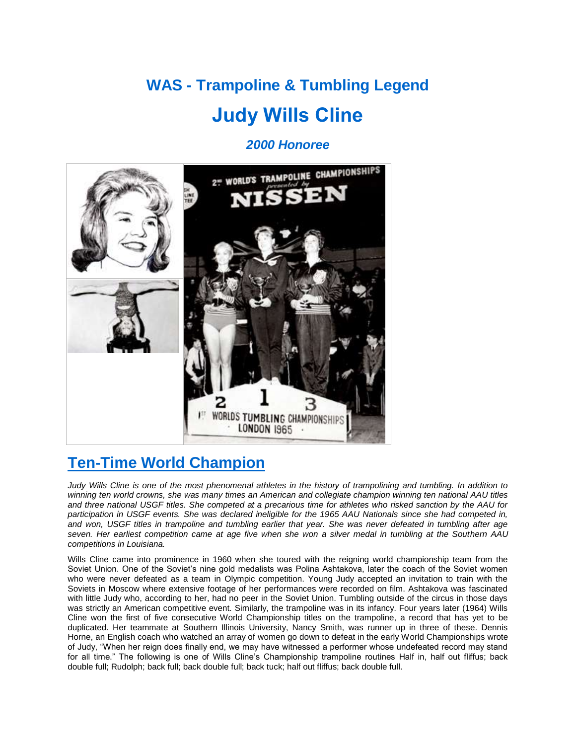# WAS - Trampoline & Tumbling Legend

# Judy Wills Cline

### *2000 Honoree*

## Ten-Time World Champion

*Judy Wills Cline is one of the most phenomenal athletes in the history of trampolining and tumbling. In addition to winning ten world crowns, she was many times an American and collegiate champion winning ten national AAU titles and three national USGF titles. She competed at a precarious time for athletes who risked sanction by the AAU for participation in USGF events. She was declared ineligible for the 1965 AAU Nationals since she had competed in, and won, USGF titles in trampoline and tumbling earlier that year. She was never defeated in tumbling after age seven. Her earliest competition came at age five when she won a silver medal in tumbling at the Southern AAU competitions in Louisiana.*

Wills Cline came into prominence in 1960 when she toured with the reigning world championship team from the Soviet Union. One of the Soviet's nine gold medalists was Polina Ashtakova, later the coach of the Soviet women who were never defeated as a team in Olympic competition. Young Judy accepted an invitation to train with the Soviets in Moscow where extensive footage of her performances were recorded on film. Ashtakova was fascinated with little Judy who, according to her, had no peer in the Soviet Union. Tumbling outside of the circus in those days was strictly an American competitive event. Similarly, the trampoline was in its infancy. Four years later (1964) Wills Cline won the first of five consecutive World Championship titles on the trampoline, a record that has yet to be duplicated. Her teammate at Southern Illinois University, Nancy Smith, was runner up in three of these. Dennis Horne, an English coach who watched an array of women go down to defeat in the early World Championships wrote of Judy, "When her reign does finally end, we may have witnessed a performer whose undefeated record may stand for all time." The following is one of Wills Cline's Championship trampoline routines Half in, half out fliffus; back double full; Rudolph; back full; back double full; back tuck; half out fliffus; back double full.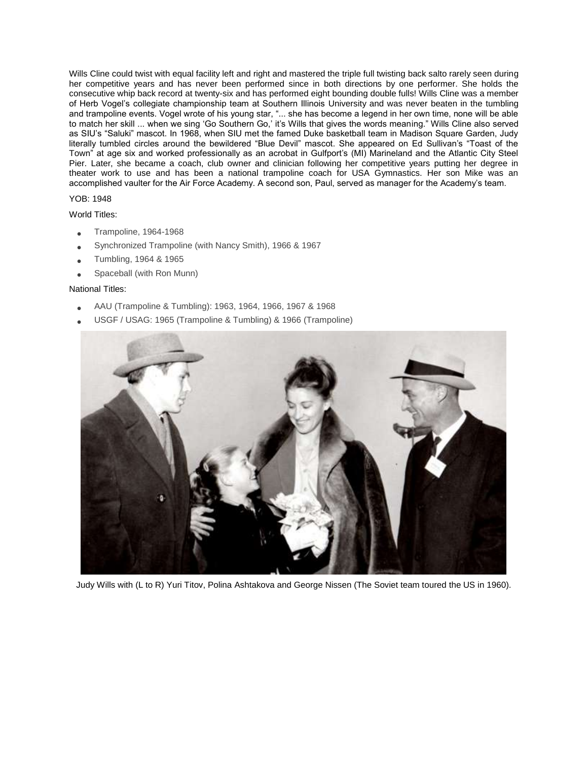Wills Cline could twist with equal facility left and right and mastered the triple full twisting back salto rarely seen during her competitive years and has never been performed since in both directions by one performer. She holds the consecutive whip back record at twenty-six and has performed eight bounding double fulls! Wills Cline was a member of Herb Vogel's collegiate championship team at Southern Illinois University and was never beaten in the tumbling and trampoline events. Vogel wrote of his young star, "... she has become a legend in her own time, none will be able to match her skill ... when we sing 'Go Southern Go,' it's Wills that gives the words meaning." Wills Cline also served as SIU's "Saluki" mascot. In 1968, when SIU met the famed Duke basketball team in Madison Square Garden, Judy literally tumbled circles around the bewildered "Blue Devil" mascot. She appeared on Ed Sullivan's "Toast of the Town" at age six and worked professionally as an acrobat in Gulfport's (MI) Marineland and the Atlantic City Steel Pier. Later, she became a coach, club owner and clinician following her competitive years putting her degree in theater work to use and has been a national trampoline coach for USA Gymnastics. Her son Mike was an accomplished vaulter for the Air Force Academy. A second son, Paul, served as manager for the Academy's team.

YOB: 1948

World Titles:

- Trampoline, 1964-1968
- Synchronized Trampoline (with Nancy Smith), 1966 & 1967
- Tumbling, 1964 & 1965
- Spaceball (with Ron Munn)

National Titles:

- AAU (Trampoline & Tumbling): 1963, 1964, 1966, 1967 & 1968
- USGF / USAG: 1965 (Trampoline & Tumbling) & 1966 (Trampoline)

Judy Wills with (L to R) Yuri Titov, Polina Ashtakova and George Nissen (The Soviet team toured the US in 1960).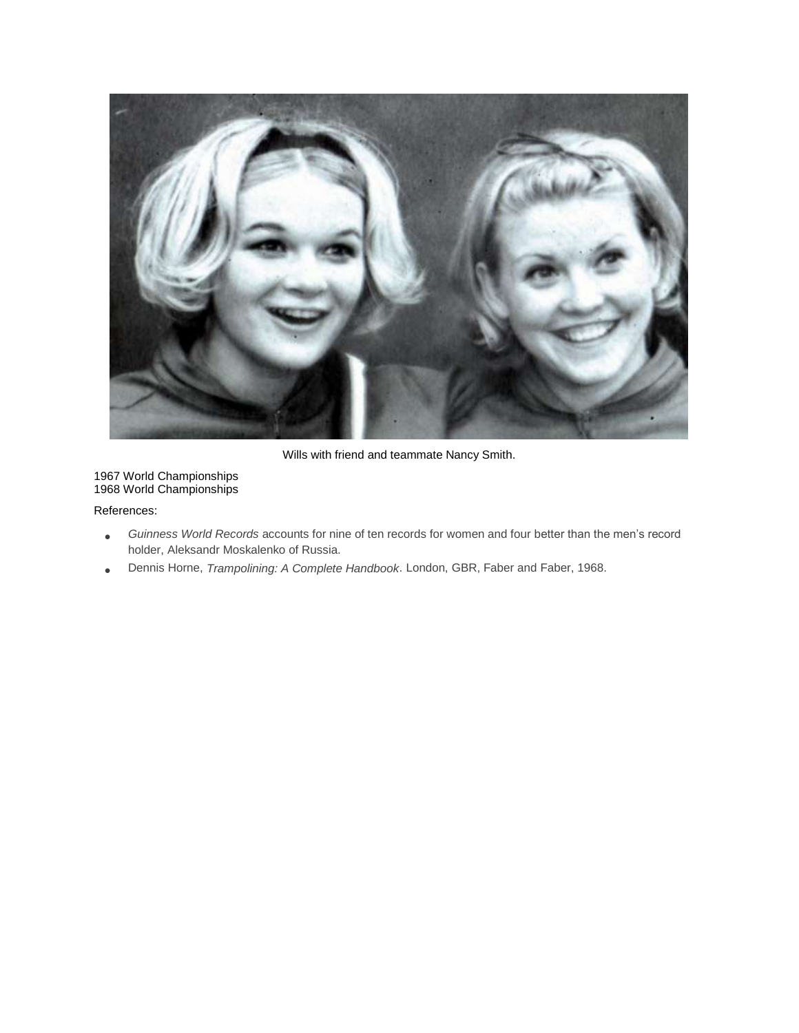Wills with friend and teammate Nancy Smith.

1967 World Championships
1968 World Championships

References:

- *Guinness World Records* accounts for nine of ten records for women and four better than the men's record holder, Aleksandr Moskalenko of Russia.
- Dennis Horne, *Trampolining: A Complete Handbook*. London, GBR, Faber and Faber, 1968.